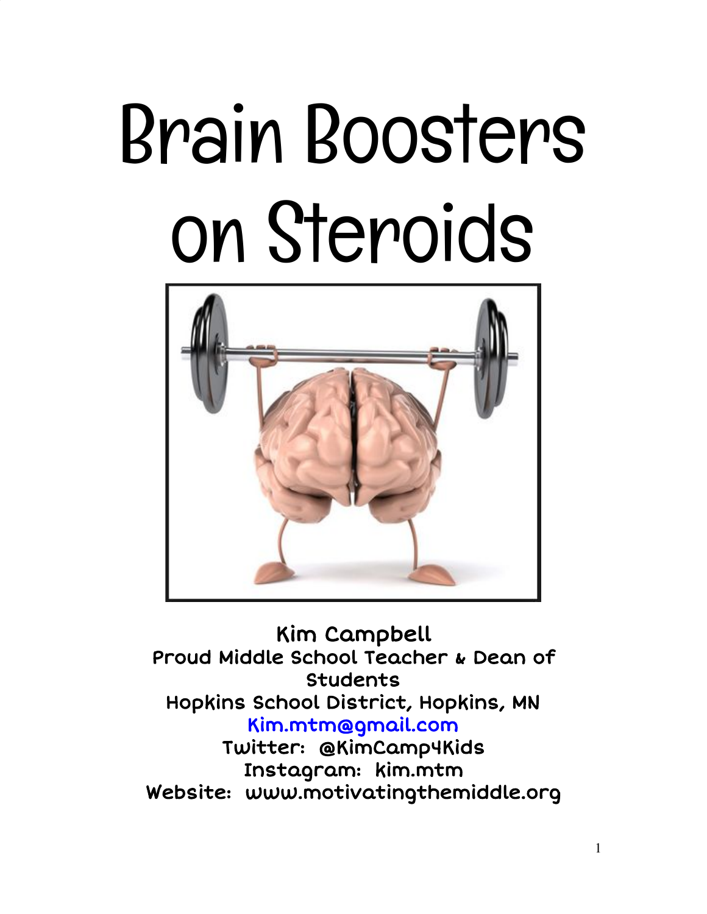# Brain Boosters on Steroids

Kim Campbell
Proud Middle School Teacher & Dean of Students
Hopkins School District, Hopkins, MN
Kim.mtm@gmail.com
Twitter: @KimCamp4Kids
Instagram: kim.mtm
Website: www.motivatingthemiddle.org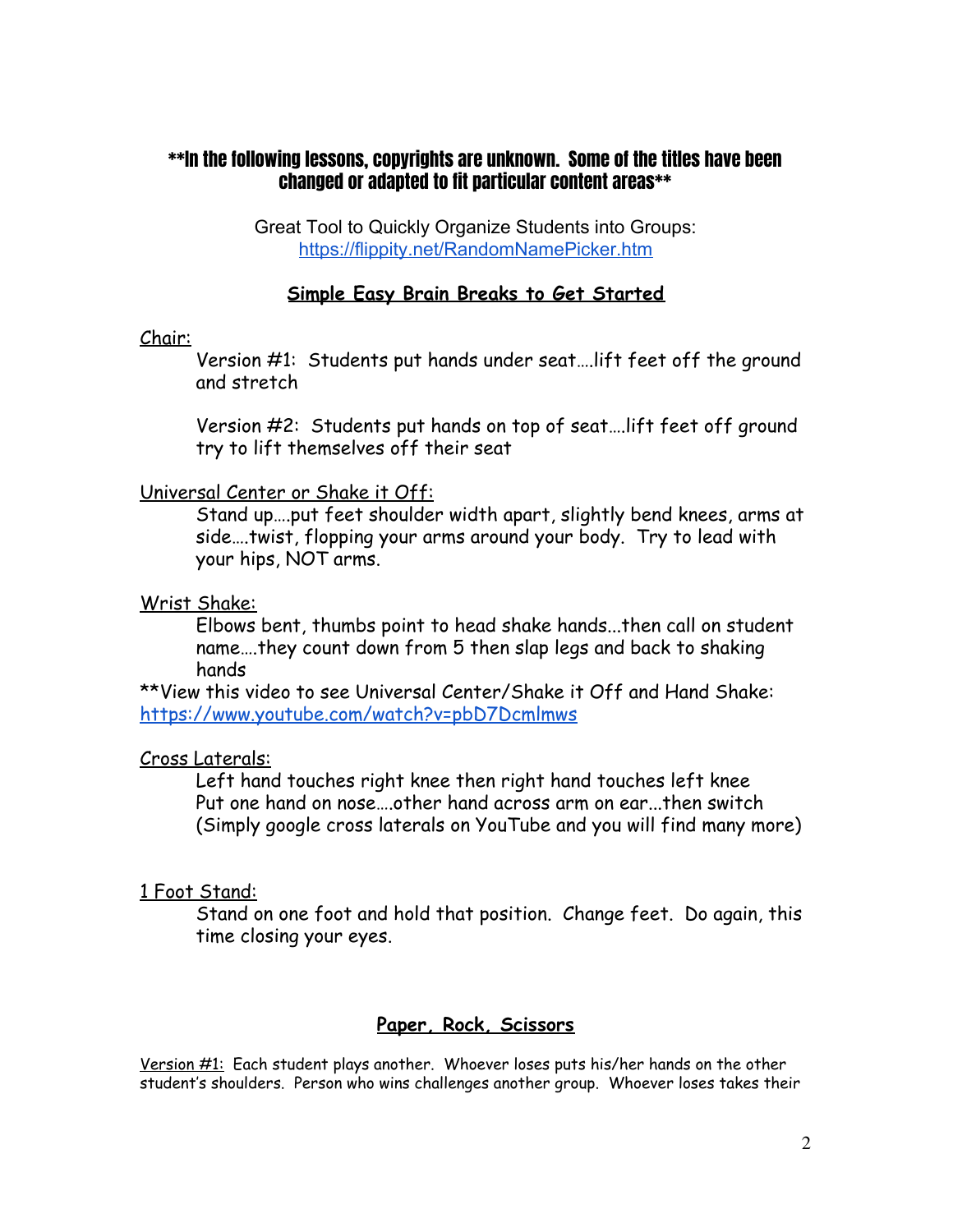**In the following lessons, copyrights are unknown. Some of the titles have been changed or adapted to fit particular content areas**

Great Tool to Quickly Organize Students into Groups:
https://flippity.net/RandomNamePicker.htm

## Simple Easy Brain Breaks to Get Started

Chair:

Version #1: Students put hands under seat….lift feet off the ground and stretch

Version #2: Students put hands on top of seat….lift feet off ground try to lift themselves off their seat

Universal Center or Shake it Off:

Stand up….put feet shoulder width apart, slightly bend knees, arms at side….twist, flopping your arms around your body. Try to lead with your hips, NOT arms.

Wrist Shake:

Elbows bent, thumbs point to head shake hands...then call on student name….they count down from 5 then slap legs and back to shaking hands

**View this video to see Universal Center/Shake it Off and Hand Shake: https://www.youtube.com/watch?v=pbD7Dcmlmws

Cross Laterals:

Left hand touches right knee then right hand touches left knee
Put one hand on nose….other hand across arm on ear...then switch
(Simply google cross laterals on YouTube and you will find many more)

1 Foot Stand:

Stand on one foot and hold that position. Change feet. Do again, this time closing your eyes.

## Paper, Rock, Scissors

Version #1: Each student plays another. Whoever loses puts his/her hands on the other student's shoulders. Person who wins challenges another group. Whoever loses takes their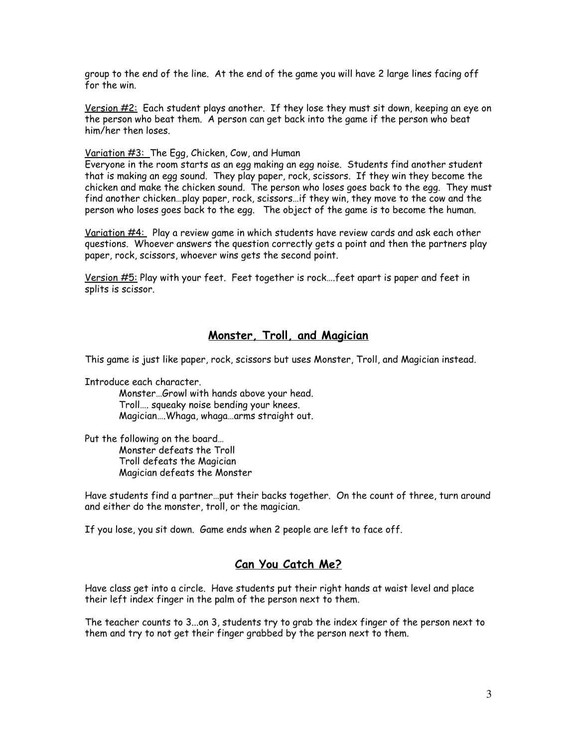group to the end of the line. At the end of the game you will have 2 large lines facing off for the win.

Version #2: Each student plays another. If they lose they must sit down, keeping an eye on the person who beat them. A person can get back into the game if the person who beat him/her then loses.

Variation #3: The Egg, Chicken, Cow, and Human
Everyone in the room starts as an egg making an egg noise. Students find another student that is making an egg sound. They play paper, rock, scissors. If they win they become the chicken and make the chicken sound. The person who loses goes back to the egg. They must find another chicken…play paper, rock, scissors…if they win, they move to the cow and the person who loses goes back to the egg. The object of the game is to become the human.

Variation #4: Play a review game in which students have review cards and ask each other questions. Whoever answers the question correctly gets a point and then the partners play paper, rock, scissors, whoever wins gets the second point.

Version #5: Play with your feet. Feet together is rock….feet apart is paper and feet in splits is scissor.

## Monster, Troll, and Magician

This game is just like paper, rock, scissors but uses Monster, Troll, and Magician instead.

Introduce each character.

Monster…Growl with hands above your head.
Troll…. squeaky noise bending your knees.
Magician….Whaga, whaga…arms straight out.

Put the following on the board…

Monster defeats the Troll
Troll defeats the Magician
Magician defeats the Monster

Have students find a partner…put their backs together. On the count of three, turn around and either do the monster, troll, or the magician.

If you lose, you sit down. Game ends when 2 people are left to face off.

## Can You Catch Me?

Have class get into a circle. Have students put their right hands at waist level and place their left index finger in the palm of the person next to them.

The teacher counts to 3...on 3, students try to grab the index finger of the person next to them and try to not get their finger grabbed by the person next to them.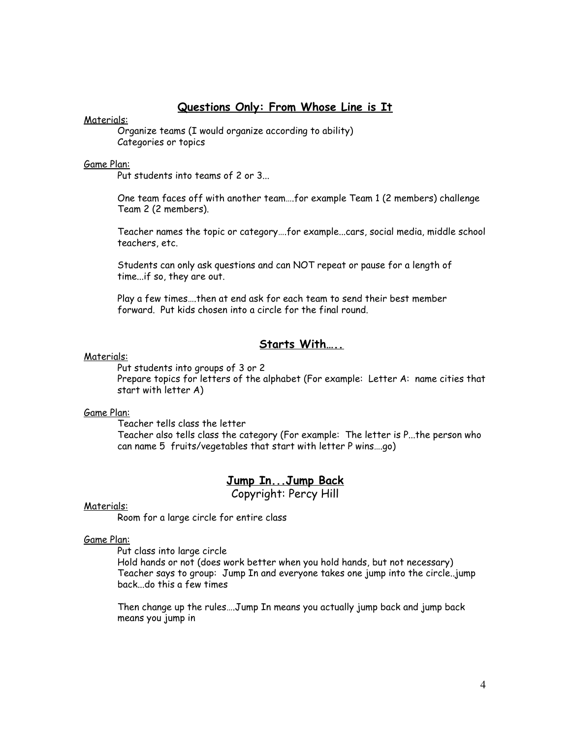## **Questions Only: From Whose Line is It**

Materials:

Organize teams (I would organize according to ability)
Categories or topics

Game Plan:

Put students into teams of 2 or 3...

One team faces off with another team….for example Team 1 (2 members) challenge Team 2 (2 members).

Teacher names the topic or category….for example...cars, social media, middle school teachers, etc.

Students can only ask questions and can NOT repeat or pause for a length of time...if so, they are out.

Play a few times….then at end ask for each team to send their best member forward. Put kids chosen into a circle for the final round.

## **Starts With…..**

Materials:

Put students into groups of 3 or 2
Prepare topics for letters of the alphabet (For example: Letter A: name cities that start with letter A)

Game Plan:

Teacher tells class the letter
Teacher also tells class the category (For example: The letter is P...the person who can name 5 fruits/vegetables that start with letter P wins….go)

## **Jump In...Jump Back**

Copyright: Percy Hill

Materials:

Room for a large circle for entire class

Game Plan:

Put class into large circle
Hold hands or not (does work better when you hold hands, but not necessary)
Teacher says to group: Jump In and everyone takes one jump into the circle..jump back...do this a few times

Then change up the rules….Jump In means you actually jump back and jump back means you jump in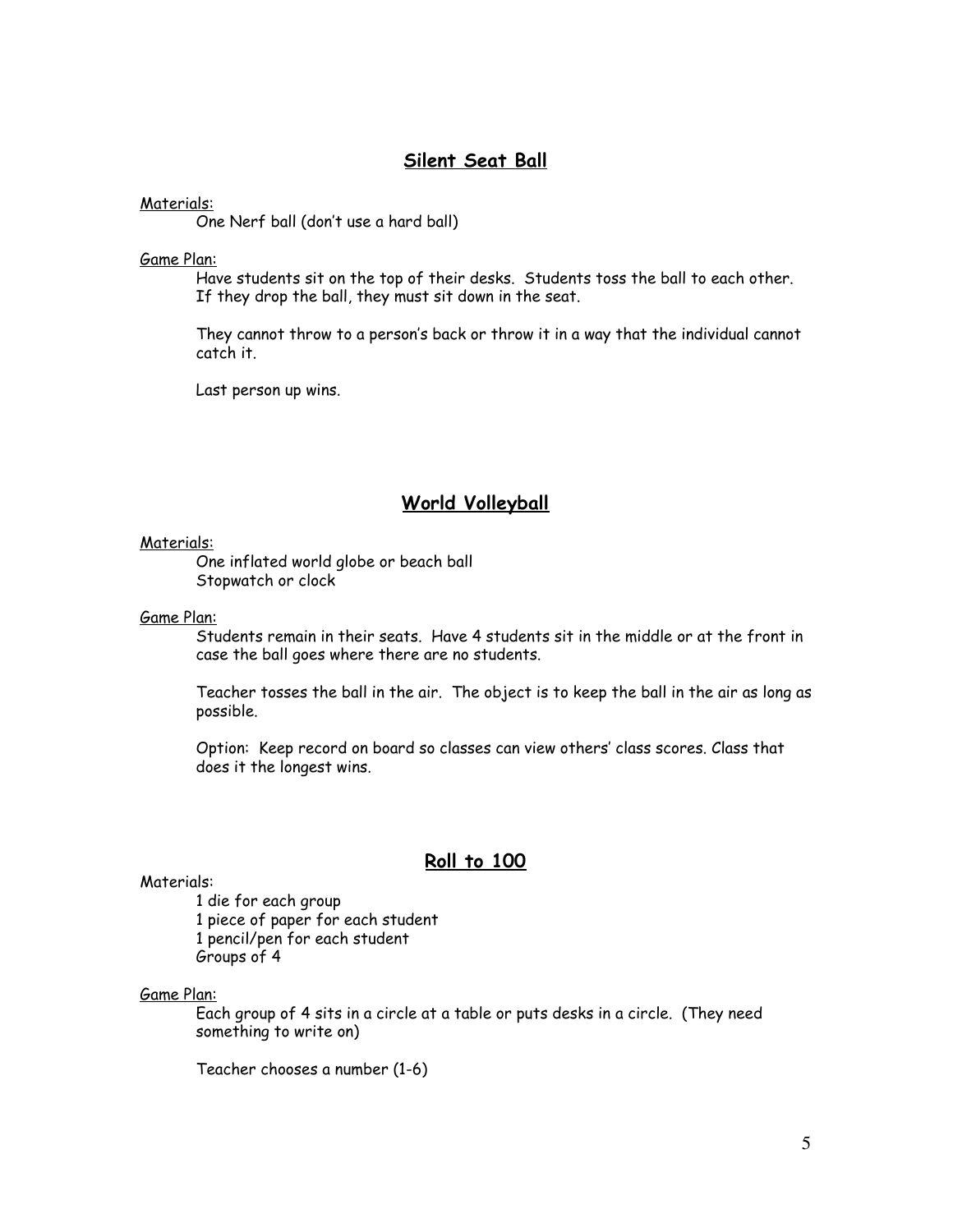## Silent Seat Ball

Materials:

One Nerf ball (don't use a hard ball)

Game Plan:

Have students sit on the top of their desks. Students toss the ball to each other. If they drop the ball, they must sit down in the seat.

They cannot throw to a person's back or throw it in a way that the individual cannot catch it.

Last person up wins.

## World Volleyball

Materials:

One inflated world globe or beach ball
Stopwatch or clock

Game Plan:

Students remain in their seats. Have 4 students sit in the middle or at the front in case the ball goes where there are no students.

Teacher tosses the ball in the air. The object is to keep the ball in the air as long as possible.

Option: Keep record on board so classes can view others' class scores. Class that does it the longest wins.

## Roll to 100

Materials:

1 die for each group
1 piece of paper for each student
1 pencil/pen for each student
Groups of 4

Game Plan:

Each group of 4 sits in a circle at a table or puts desks in a circle. (They need something to write on)

Teacher chooses a number (1-6)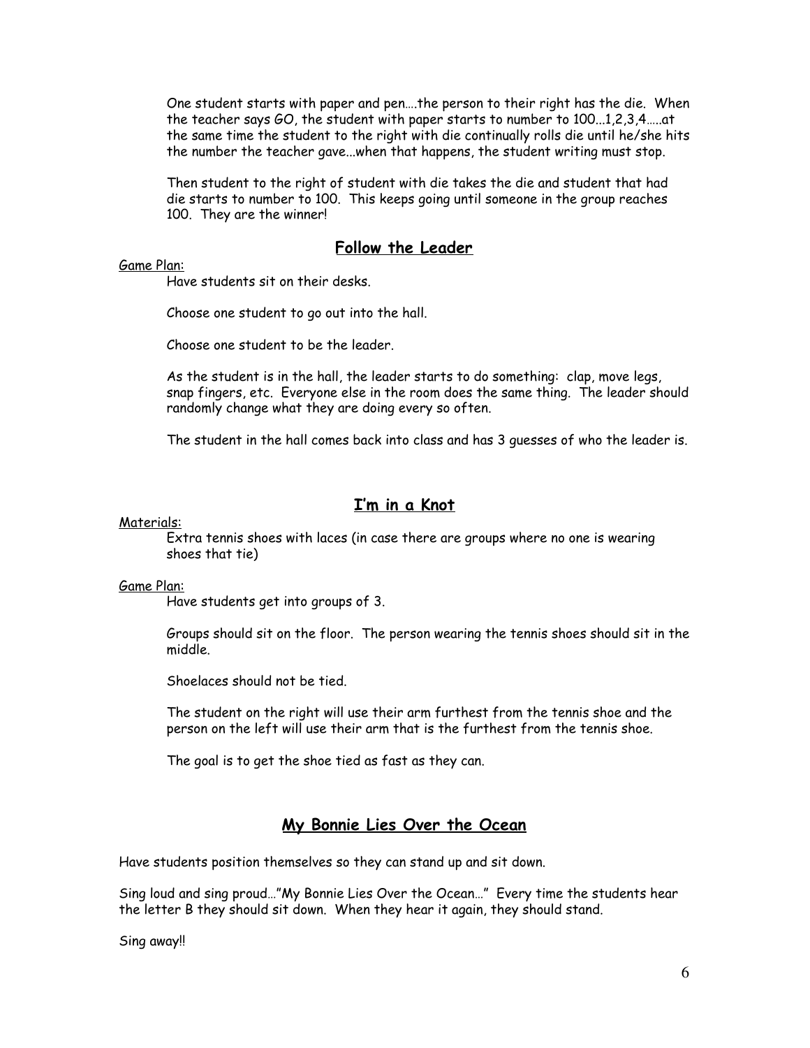One student starts with paper and pen….the person to their right has the die. When the teacher says GO, the student with paper starts to number to 100...1,2,3,4…..at the same time the student to the right with die continually rolls die until he/she hits the number the teacher gave...when that happens, the student writing must stop.

Then student to the right of student with die takes the die and student that had die starts to number to 100. This keeps going until someone in the group reaches 100. They are the winner!

## Follow the Leader

Game Plan:

Have students sit on their desks.

Choose one student to go out into the hall.

Choose one student to be the leader.

As the student is in the hall, the leader starts to do something: clap, move legs, snap fingers, etc. Everyone else in the room does the same thing. The leader should randomly change what they are doing every so often.

The student in the hall comes back into class and has 3 guesses of who the leader is.

## I'm in a Knot

Materials:

Extra tennis shoes with laces (in case there are groups where no one is wearing shoes that tie)

Game Plan:

Have students get into groups of 3.

Groups should sit on the floor. The person wearing the tennis shoes should sit in the middle.

Shoelaces should not be tied.

The student on the right will use their arm furthest from the tennis shoe and the person on the left will use their arm that is the furthest from the tennis shoe.

The goal is to get the shoe tied as fast as they can.

## My Bonnie Lies Over the Ocean

Have students position themselves so they can stand up and sit down.

Sing loud and sing proud…"My Bonnie Lies Over the Ocean…" Every time the students hear the letter B they should sit down. When they hear it again, they should stand.

Sing away!!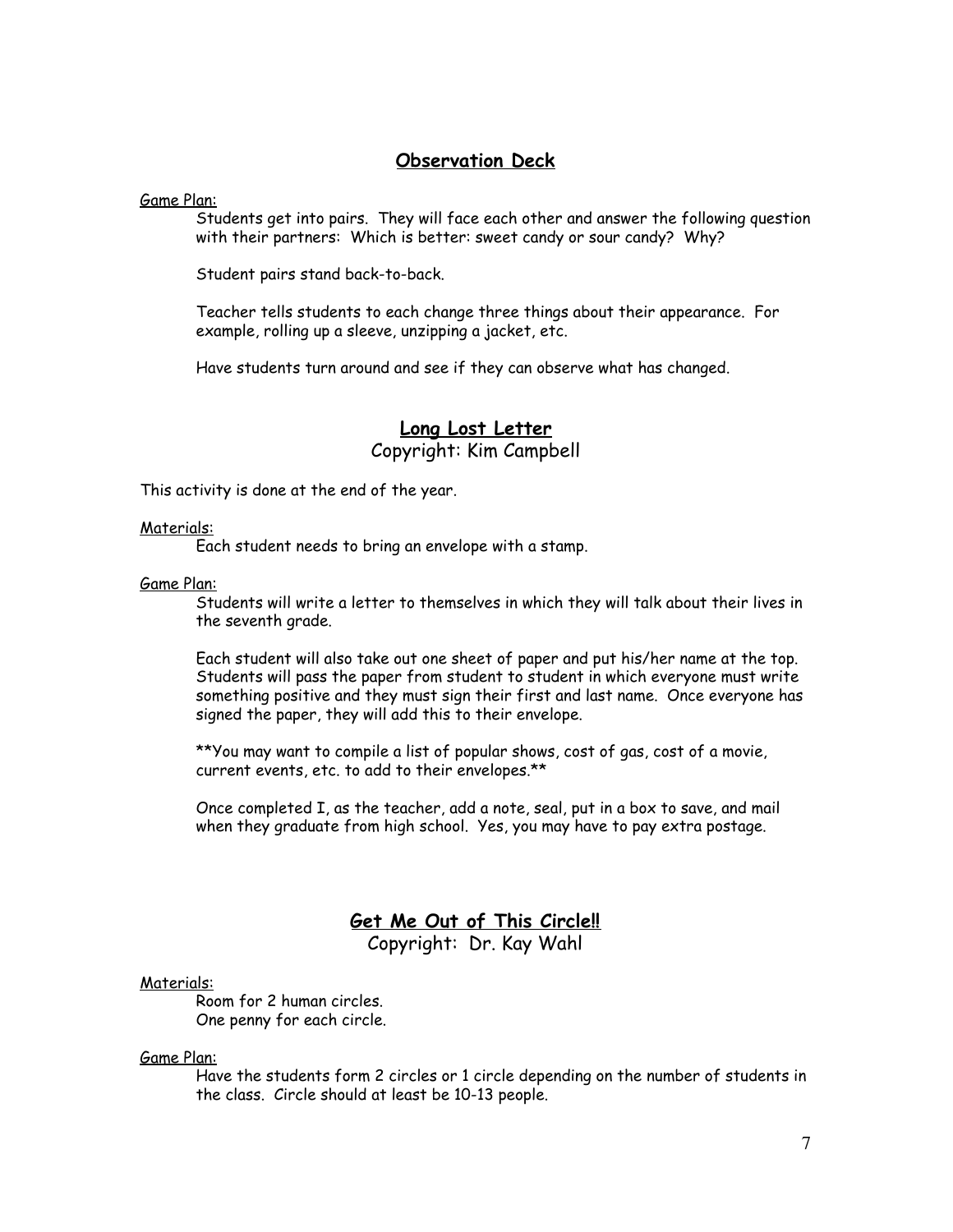## Observation Deck

Game Plan:

Students get into pairs. They will face each other and answer the following question with their partners: Which is better: sweet candy or sour candy? Why?

Student pairs stand back-to-back.

Teacher tells students to each change three things about their appearance. For example, rolling up a sleeve, unzipping a jacket, etc.

Have students turn around and see if they can observe what has changed.

## Long Lost Letter

Copyright: Kim Campbell

This activity is done at the end of the year.

Materials:

Each student needs to bring an envelope with a stamp.

Game Plan:

Students will write a letter to themselves in which they will talk about their lives in the seventh grade.

Each student will also take out one sheet of paper and put his/her name at the top. Students will pass the paper from student to student in which everyone must write something positive and they must sign their first and last name. Once everyone has signed the paper, they will add this to their envelope.

**You may want to compile a list of popular shows, cost of gas, cost of a movie, current events, etc. to add to their envelopes.**

Once completed I, as the teacher, add a note, seal, put in a box to save, and mail when they graduate from high school. Yes, you may have to pay extra postage.

## Get Me Out of This Circle!!

Copyright: Dr. Kay Wahl

Materials:

Room for 2 human circles.
One penny for each circle.

Game Plan:

Have the students form 2 circles or 1 circle depending on the number of students in the class. Circle should at least be 10-13 people.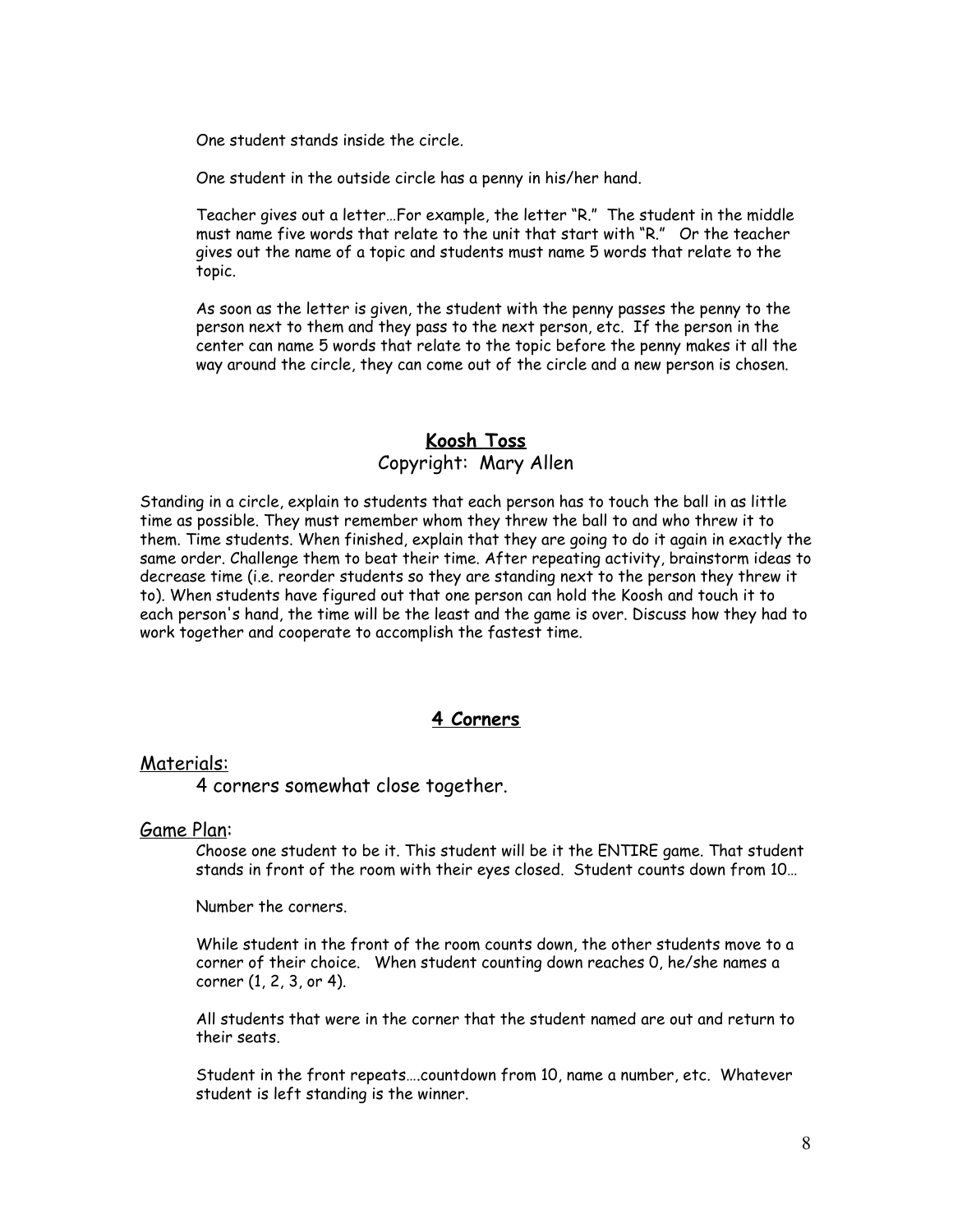One student stands inside the circle.

One student in the outside circle has a penny in his/her hand.

Teacher gives out a letter…For example, the letter "R." The student in the middle must name five words that relate to the unit that start with "R." Or the teacher gives out the name of a topic and students must name 5 words that relate to the topic.

As soon as the letter is given, the student with the penny passes the penny to the person next to them and they pass to the next person, etc. If the person in the center can name 5 words that relate to the topic before the penny makes it all the way around the circle, they can come out of the circle and a new person is chosen.

## Koosh Toss

Copyright: Mary Allen

Standing in a circle, explain to students that each person has to touch the ball in as little time as possible. They must remember whom they threw the ball to and who threw it to them. Time students. When finished, explain that they are going to do it again in exactly the same order. Challenge them to beat their time. After repeating activity, brainstorm ideas to decrease time (i.e. reorder students so they are standing next to the person they threw it to). When students have figured out that one person can hold the Koosh and touch it to each person's hand, the time will be the least and the game is over. Discuss how they had to work together and cooperate to accomplish the fastest time.

## 4 Corners

Materials:

4 corners somewhat close together.

Game Plan:

Choose one student to be it. This student will be it the ENTIRE game. That student stands in front of the room with their eyes closed. Student counts down from 10…

Number the corners.

While student in the front of the room counts down, the other students move to a corner of their choice. When student counting down reaches 0, he/she names a corner (1, 2, 3, or 4).

All students that were in the corner that the student named are out and return to their seats.

Student in the front repeats….countdown from 10, name a number, etc. Whatever student is left standing is the winner.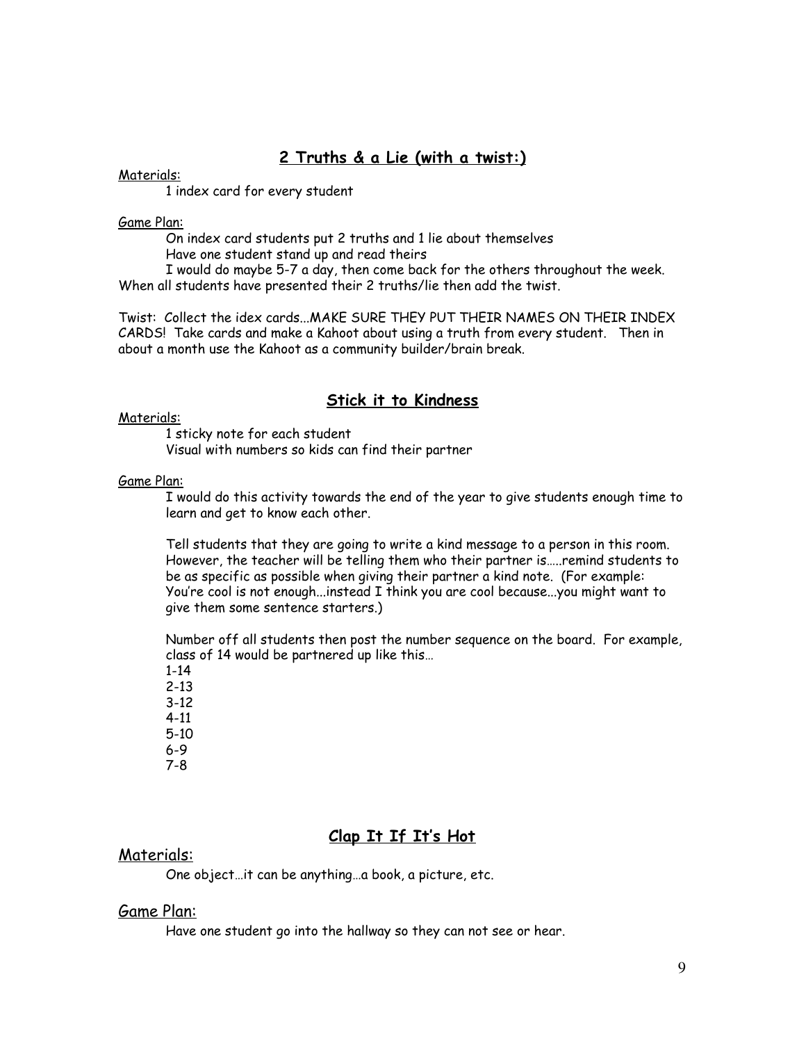## 2 Truths & a Lie (with a twist:)

Materials:

1 index card for every student

Game Plan:

On index card students put 2 truths and 1 lie about themselves

Have one student stand up and read theirs

I would do maybe 5-7 a day, then come back for the others throughout the week. When all students have presented their 2 truths/lie then add the twist.

Twist: Collect the idex cards...MAKE SURE THEY PUT THEIR NAMES ON THEIR INDEX CARDS! Take cards and make a Kahoot about using a truth from every student. Then in about a month use the Kahoot as a community builder/brain break.

## Stick it to Kindness

Materials:

1 sticky note for each student

Visual with numbers so kids can find their partner

Game Plan:

I would do this activity towards the end of the year to give students enough time to learn and get to know each other.

Tell students that they are going to write a kind message to a person in this room. However, the teacher will be telling them who their partner is.....remind students to be as specific as possible when giving their partner a kind note. (For example: You're cool is not enough...instead I think you are cool because...you might want to give them some sentence starters.)

Number off all students then post the number sequence on the board. For example, class of 14 would be partnered up like this…

1-14
2-13
3-12
4-11
5-10
6-9
7-8

## Clap It If It's Hot

Materials:

One object…it can be anything…a book, a picture, etc.

Game Plan:

Have one student go into the hallway so they can not see or hear.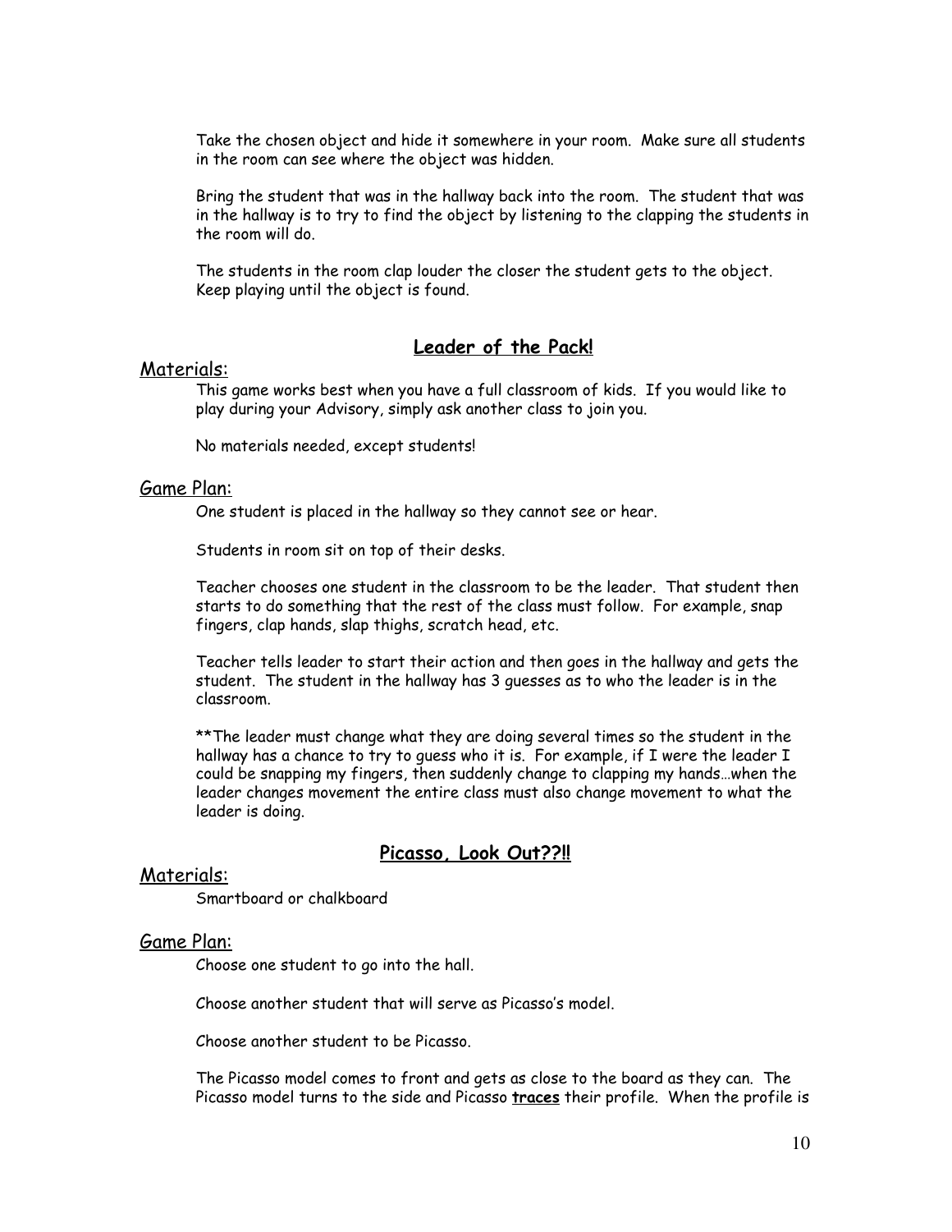Take the chosen object and hide it somewhere in your room. Make sure all students in the room can see where the object was hidden.

Bring the student that was in the hallway back into the room. The student that was in the hallway is to try to find the object by listening to the clapping the students in the room will do.

The students in the room clap louder the closer the student gets to the object. Keep playing until the object is found.

## **Leader of the Pack!**

### Materials:

This game works best when you have a full classroom of kids. If you would like to play during your Advisory, simply ask another class to join you.

No materials needed, except students!

### Game Plan:

One student is placed in the hallway so they cannot see or hear.

Students in room sit on top of their desks.

Teacher chooses one student in the classroom to be the leader. That student then starts to do something that the rest of the class must follow. For example, snap fingers, clap hands, slap thighs, scratch head, etc.

Teacher tells leader to start their action and then goes in the hallway and gets the student. The student in the hallway has 3 guesses as to who the leader is in the classroom.

**The leader must change what they are doing several times so the student in the hallway has a chance to try to guess who it is. For example, if I were the leader I could be snapping my fingers, then suddenly change to clapping my hands…when the leader changes movement the entire class must also change movement to what the leader is doing.

## **Picasso, Look Out??!!**

### Materials:

Smartboard or chalkboard

### Game Plan:

Choose one student to go into the hall.

Choose another student that will serve as Picasso's model.

Choose another student to be Picasso.

The Picasso model comes to front and gets as close to the board as they can. The Picasso model turns to the side and Picasso **traces** their profile. When the profile is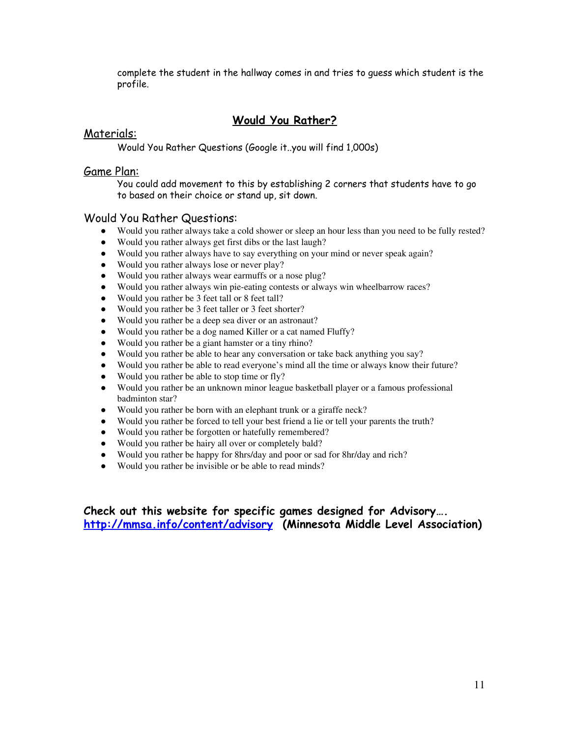complete the student in the hallway comes in and tries to guess which student is the profile.

## Would You Rather?

### Materials:

Would You Rather Questions (Google it..you will find 1,000s)

### Game Plan:

You could add movement to this by establishing 2 corners that students have to go to based on their choice or stand up, sit down.

### Would You Rather Questions:

- Would you rather always take a cold shower or sleep an hour less than you need to be fully rested?
- Would you rather always get first dibs or the last laugh?
- Would you rather always have to say everything on your mind or never speak again?
- Would you rather always lose or never play?
- Would you rather always wear earmuffs or a nose plug?
- Would you rather always win pie-eating contests or always win wheelbarrow races?
- Would you rather be 3 feet tall or 8 feet tall?
- Would you rather be 3 feet taller or 3 feet shorter?
- Would you rather be a deep sea diver or an astronaut?
- Would you rather be a dog named Killer or a cat named Fluffy?
- Would you rather be a giant hamster or a tiny rhino?
- Would you rather be able to hear any conversation or take back anything you say?
- Would you rather be able to read everyone's mind all the time or always know their future?
- Would you rather be able to stop time or fly?
- Would you rather be an unknown minor league basketball player or a famous professional badminton star?
- Would you rather be born with an elephant trunk or a giraffe neck?
- Would you rather be forced to tell your best friend a lie or tell your parents the truth?
- Would you rather be forgotten or hatefully remembered?
- Would you rather be hairy all over or completely bald?
- Would you rather be happy for 8hrs/day and poor or sad for 8hr/day and rich?
- Would you rather be invisible or be able to read minds?

**Check out this website for specific games designed for Advisory…. [http://mmsa.info/content/advisory](http://mmsa.info/content/advisory) (Minnesota Middle Level Association)**